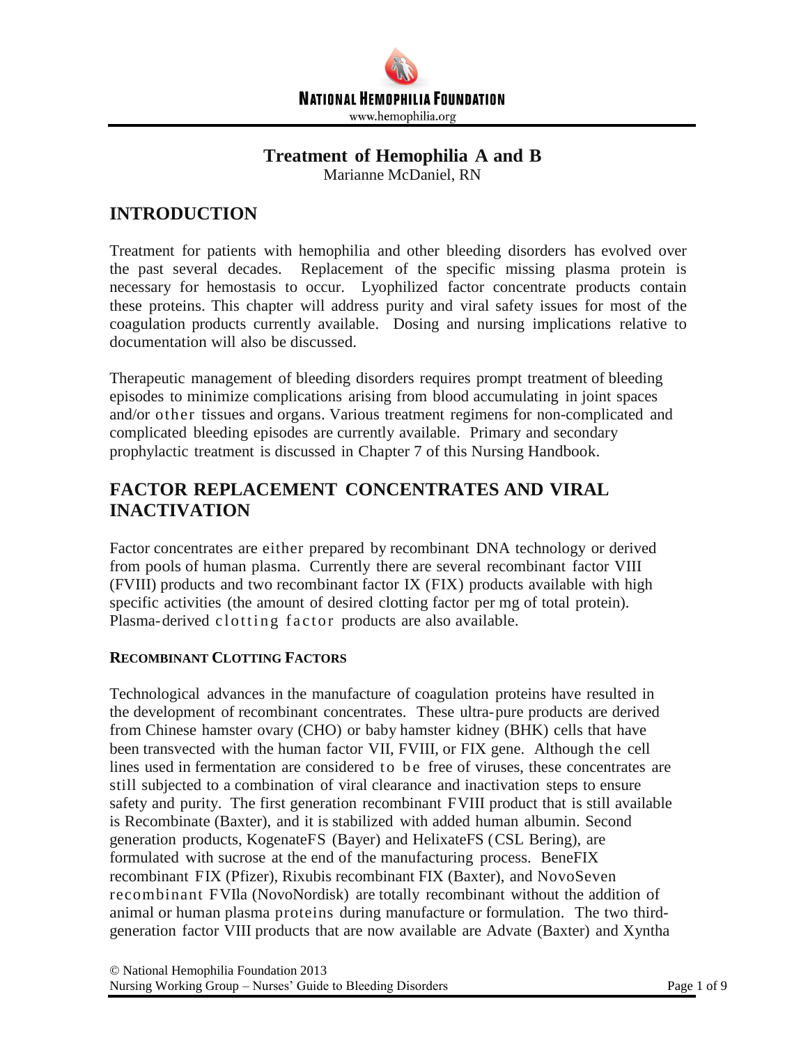# Treatment of Hemophilia A and B

Marianne McDaniel, RN

## INTRODUCTION

Treatment for patients with hemophilia and other bleeding disorders has evolved over the past several decades. Replacement of the specific missing plasma protein is necessary for hemostasis to occur. Lyophilized factor concentrate products contain these proteins. This chapter will address purity and viral safety issues for most of the coagulation products currently available. Dosing and nursing implications relative to documentation will also be discussed.

Therapeutic management of bleeding disorders requires prompt treatment of bleeding episodes to minimize complications arising from blood accumulating in joint spaces and/or other tissues and organs. Various treatment regimens for non-complicated and complicated bleeding episodes are currently available. Primary and secondary prophylactic treatment is discussed in Chapter 7 of this Nursing Handbook.

## FACTOR REPLACEMENT CONCENTRATES AND VIRAL INACTIVATION

Factor concentrates are either prepared by recombinant DNA technology or derived from pools of human plasma. Currently there are several recombinant factor VIII (FVIII) products and two recombinant factor IX (FIX) products available with high specific activities (the amount of desired clotting factor per mg of total protein). Plasma-derived clotting factor products are also available.

### RECOMBINANT CLOTTING FACTORS

Technological advances in the manufacture of coagulation proteins have resulted in the development of recombinant concentrates. These ultra-pure products are derived from Chinese hamster ovary (CHO) or baby hamster kidney (BHK) cells that have been transvected with the human factor VII, FVIII, or FIX gene. Although the cell lines used in fermentation are considered to be free of viruses, these concentrates are still subjected to a combination of viral clearance and inactivation steps to ensure safety and purity. The first generation recombinant FVIII product that is still available is Recombinate (Baxter), and it is stabilized with added human albumin. Second generation products, KogenateFS (Bayer) and HelixateFS (CSL Bering), are formulated with sucrose at the end of the manufacturing process. BeneFIX recombinant FIX (Pfizer), Rixubis recombinant FIX (Baxter), and NovoSeven recombinant FVIIa (NovoNordisk) are totally recombinant without the addition of animal or human plasma proteins during manufacture or formulation. The two third-generation factor VIII products that are now available are Advate (Baxter) and Xyntha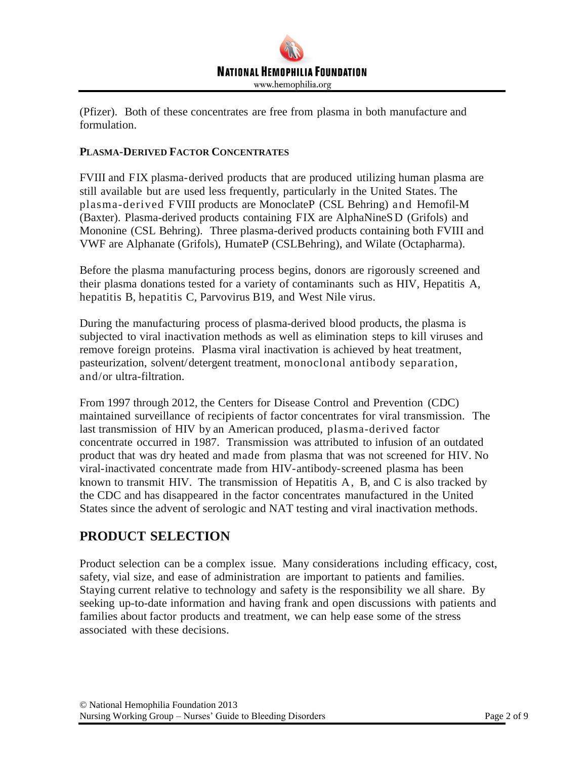(Pfizer). Both of these concentrates are free from plasma in both manufacture and formulation.

**PLASMA-DERIVED FACTOR CONCENTRATES**

FVIII and FIX plasma-derived products that are produced utilizing human plasma are still available but are used less frequently, particularly in the United States. The plasma-derived FVIII products are MonoclateP (CSL Behring) and Hemofil-M (Baxter). Plasma-derived products containing FIX are AlphaNineSD (Grifols) and Mononine (CSL Behring). Three plasma-derived products containing both FVIII and VWF are Alphanate (Grifols), HumateP (CSLBehring), and Wilate (Octapharma).

Before the plasma manufacturing process begins, donors are rigorously screened and their plasma donations tested for a variety of contaminants such as HIV, Hepatitis A, hepatitis B, hepatitis C, Parvovirus B19, and West Nile virus.

During the manufacturing process of plasma-derived blood products, the plasma is subjected to viral inactivation methods as well as elimination steps to kill viruses and remove foreign proteins. Plasma viral inactivation is achieved by heat treatment, pasteurization, solvent/detergent treatment, monoclonal antibody separation, and/or ultra-filtration.

From 1997 through 2012, the Centers for Disease Control and Prevention (CDC) maintained surveillance of recipients of factor concentrates for viral transmission. The last transmission of HIV by an American produced, plasma-derived factor concentrate occurred in 1987. Transmission was attributed to infusion of an outdated product that was dry heated and made from plasma that was not screened for HIV. No viral-inactivated concentrate made from HIV-antibody-screened plasma has been known to transmit HIV. The transmission of Hepatitis A, B, and C is also tracked by the CDC and has disappeared in the factor concentrates manufactured in the United States since the advent of serologic and NAT testing and viral inactivation methods.

## PRODUCT SELECTION

Product selection can be a complex issue. Many considerations including efficacy, cost, safety, vial size, and ease of administration are important to patients and families. Staying current relative to technology and safety is the responsibility we all share. By seeking up-to-date information and having frank and open discussions with patients and families about factor products and treatment, we can help ease some of the stress associated with these decisions.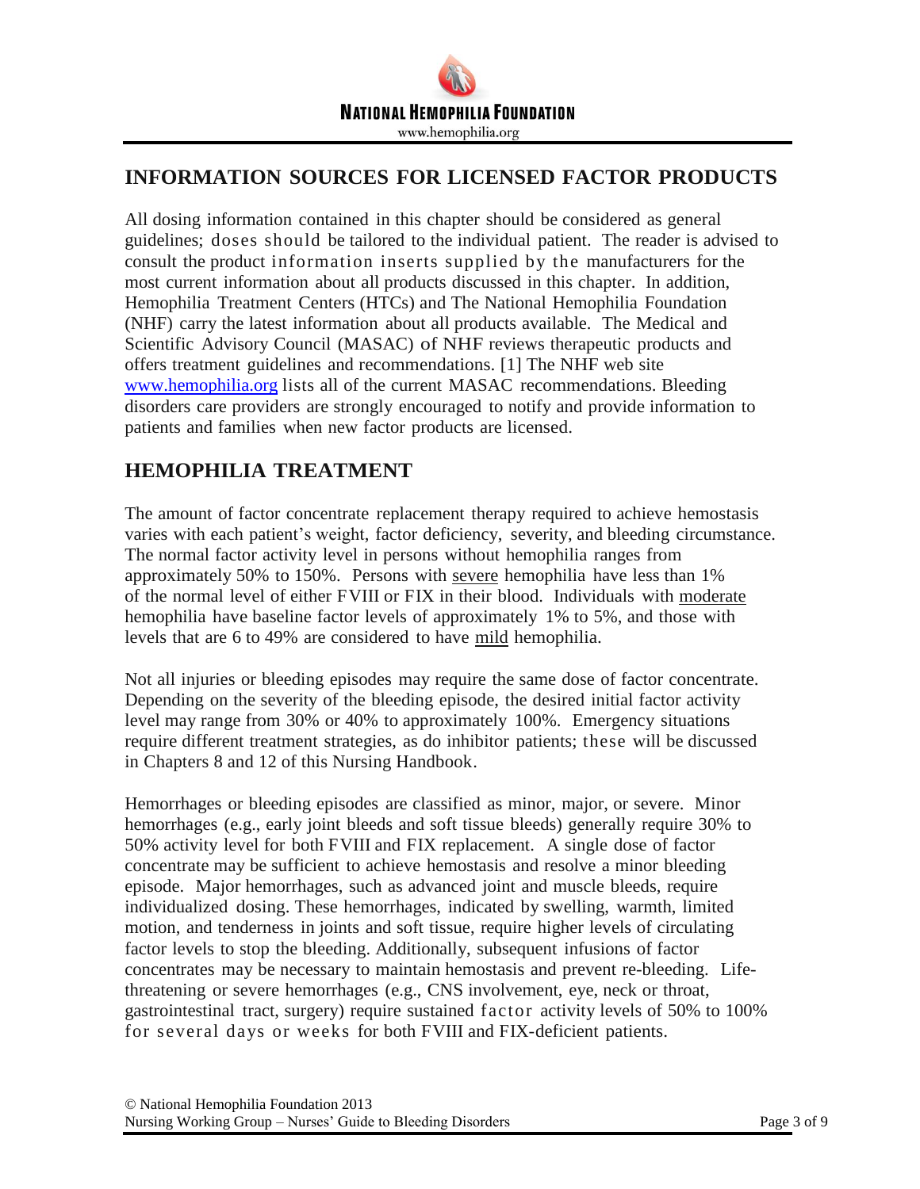## INFORMATION SOURCES FOR LICENSED FACTOR PRODUCTS

All dosing information contained in this chapter should be considered as general guidelines; doses should be tailored to the individual patient. The reader is advised to consult the product information inserts supplied by the manufacturers for the most current information about all products discussed in this chapter. In addition, Hemophilia Treatment Centers (HTCs) and The National Hemophilia Foundation (NHF) carry the latest information about all products available. The Medical and Scientific Advisory Council (MASAC) of NHF reviews therapeutic products and offers treatment guidelines and recommendations. [1] The NHF web site www.hemophilia.org lists all of the current MASAC recommendations. Bleeding disorders care providers are strongly encouraged to notify and provide information to patients and families when new factor products are licensed.

## HEMOPHILIA TREATMENT

The amount of factor concentrate replacement therapy required to achieve hemostasis varies with each patient's weight, factor deficiency, severity, and bleeding circumstance. The normal factor activity level in persons without hemophilia ranges from approximately 50% to 150%. Persons with severe hemophilia have less than 1% of the normal level of either FVIII or FIX in their blood. Individuals with moderate hemophilia have baseline factor levels of approximately 1% to 5%, and those with levels that are 6 to 49% are considered to have mild hemophilia.

Not all injuries or bleeding episodes may require the same dose of factor concentrate. Depending on the severity of the bleeding episode, the desired initial factor activity level may range from 30% or 40% to approximately 100%. Emergency situations require different treatment strategies, as do inhibitor patients; these will be discussed in Chapters 8 and 12 of this Nursing Handbook.

Hemorrhages or bleeding episodes are classified as minor, major, or severe. Minor hemorrhages (e.g., early joint bleeds and soft tissue bleeds) generally require 30% to 50% activity level for both FVIII and FIX replacement. A single dose of factor concentrate may be sufficient to achieve hemostasis and resolve a minor bleeding episode. Major hemorrhages, such as advanced joint and muscle bleeds, require individualized dosing. These hemorrhages, indicated by swelling, warmth, limited motion, and tenderness in joints and soft tissue, require higher levels of circulating factor levels to stop the bleeding. Additionally, subsequent infusions of factor concentrates may be necessary to maintain hemostasis and prevent re-bleeding. Life-threatening or severe hemorrhages (e.g., CNS involvement, eye, neck or throat, gastrointestinal tract, surgery) require sustained factor activity levels of 50% to 100% for several days or weeks for both FVIII and FIX-deficient patients.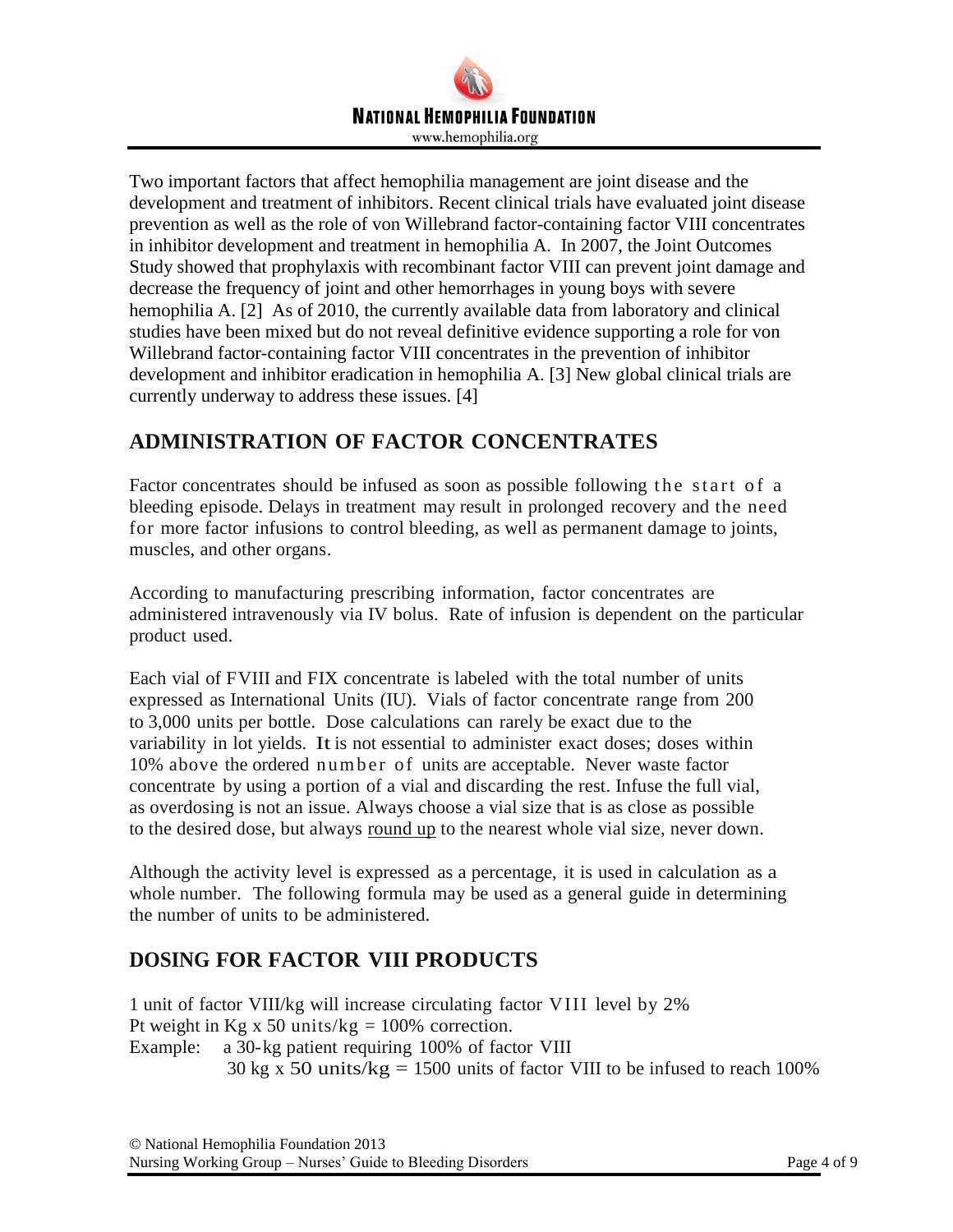Two important factors that affect hemophilia management are joint disease and the development and treatment of inhibitors. Recent clinical trials have evaluated joint disease prevention as well as the role of von Willebrand factor-containing factor VIII concentrates in inhibitor development and treatment in hemophilia A. In 2007, the Joint Outcomes Study showed that prophylaxis with recombinant factor VIII can prevent joint damage and decrease the frequency of joint and other hemorrhages in young boys with severe hemophilia A. [2] As of 2010, the currently available data from laboratory and clinical studies have been mixed but do not reveal definitive evidence supporting a role for von Willebrand factor-containing factor VIII concentrates in the prevention of inhibitor development and inhibitor eradication in hemophilia A. [3] New global clinical trials are currently underway to address these issues. [4]

## ADMINISTRATION OF FACTOR CONCENTRATES

Factor concentrates should be infused as soon as possible following the start of a bleeding episode. Delays in treatment may result in prolonged recovery and the need for more factor infusions to control bleeding, as well as permanent damage to joints, muscles, and other organs.

According to manufacturing prescribing information, factor concentrates are administered intravenously via IV bolus. Rate of infusion is dependent on the particular product used.

Each vial of FVIII and FIX concentrate is labeled with the total number of units expressed as International Units (IU). Vials of factor concentrate range from 200 to 3,000 units per bottle. Dose calculations can rarely be exact due to the variability in lot yields. It is not essential to administer exact doses; doses within 10% above the ordered number of units are acceptable. Never waste factor concentrate by using a portion of a vial and discarding the rest. Infuse the full vial, as overdosing is not an issue. Always choose a vial size that is as close as possible to the desired dose, but always <u>round up</u> to the nearest whole vial size, never down.

Although the activity level is expressed as a percentage, it is used in calculation as a whole number. The following formula may be used as a general guide in determining the number of units to be administered.

## DOSING FOR FACTOR VIII PRODUCTS

1 unit of factor VIII/kg will increase circulating factor VIII level by 2%
Pt weight in Kg x 50 units/kg = 100% correction.
Example: a 30-kg patient requiring 100% of factor VIII
30 kg x 50 units/kg = 1500 units of factor VIII to be infused to reach 100%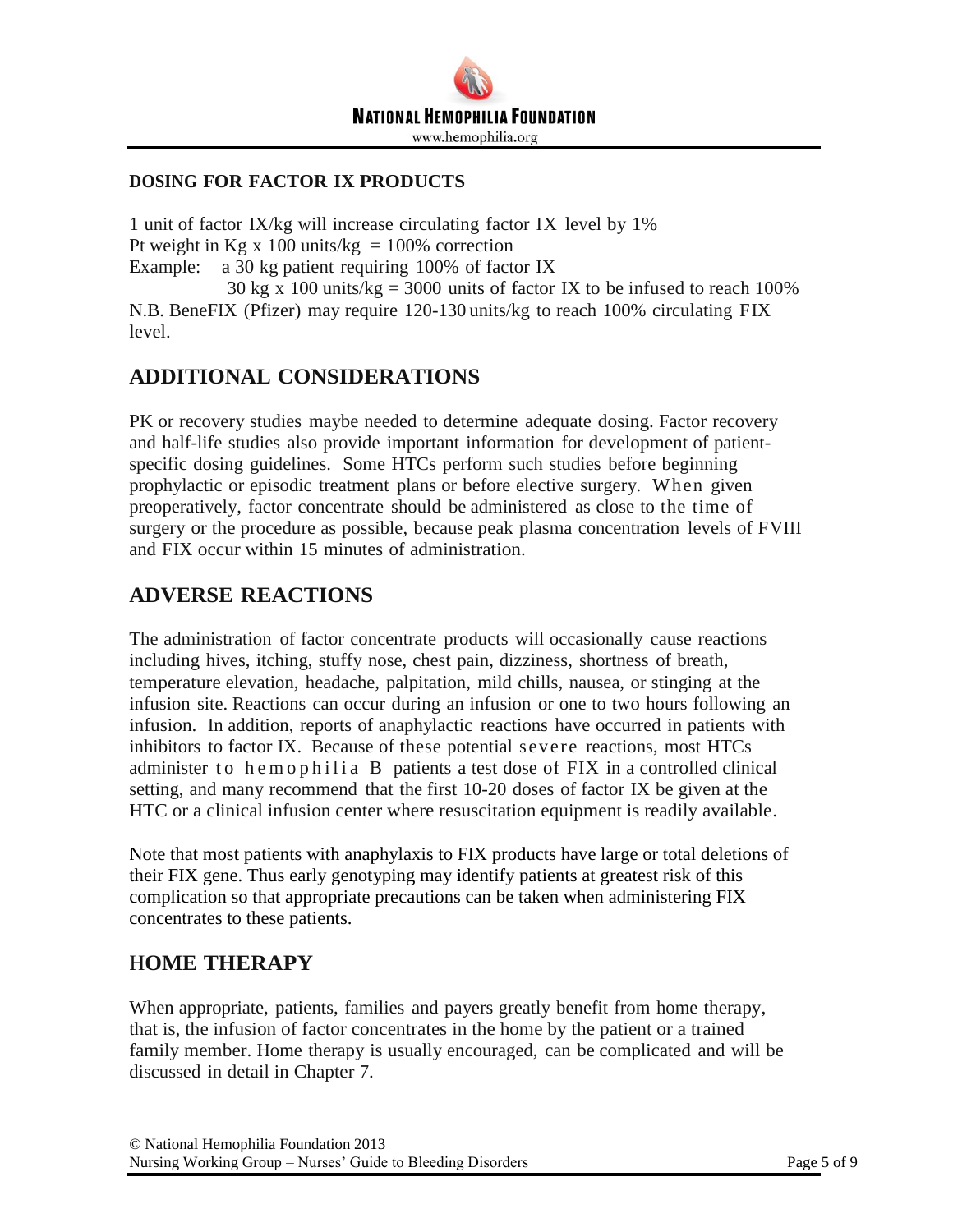## DOSING FOR FACTOR IX PRODUCTS

1 unit of factor IX/kg will increase circulating factor IX level by 1%
Pt weight in Kg x 100 units/kg = 100% correction
Example: a 30 kg patient requiring 100% of factor IX
30 kg x 100 units/kg = 3000 units of factor IX to be infused to reach 100%
N.B. BeneFIX (Pfizer) may require 120-130 units/kg to reach 100% circulating FIX level.

## ADDITIONAL CONSIDERATIONS

PK or recovery studies maybe needed to determine adequate dosing. Factor recovery and half-life studies also provide important information for development of patient-specific dosing guidelines. Some HTCs perform such studies before beginning prophylactic or episodic treatment plans or before elective surgery. When given preoperatively, factor concentrate should be administered as close to the time of surgery or the procedure as possible, because peak plasma concentration levels of FVIII and FIX occur within 15 minutes of administration.

## ADVERSE REACTIONS

The administration of factor concentrate products will occasionally cause reactions including hives, itching, stuffy nose, chest pain, dizziness, shortness of breath, temperature elevation, headache, palpitation, mild chills, nausea, or stinging at the infusion site. Reactions can occur during an infusion or one to two hours following an infusion. In addition, reports of anaphylactic reactions have occurred in patients with inhibitors to factor IX. Because of these potential severe reactions, most HTCs administer to hemophilia B patients a test dose of FIX in a controlled clinical setting, and many recommend that the first 10-20 doses of factor IX be given at the HTC or a clinical infusion center where resuscitation equipment is readily available.

Note that most patients with anaphylaxis to FIX products have large or total deletions of their FIX gene. Thus early genotyping may identify patients at greatest risk of this complication so that appropriate precautions can be taken when administering FIX concentrates to these patients.

## HOME THERAPY

When appropriate, patients, families and payers greatly benefit from home therapy, that is, the infusion of factor concentrates in the home by the patient or a trained family member. Home therapy is usually encouraged, can be complicated and will be discussed in detail in Chapter 7.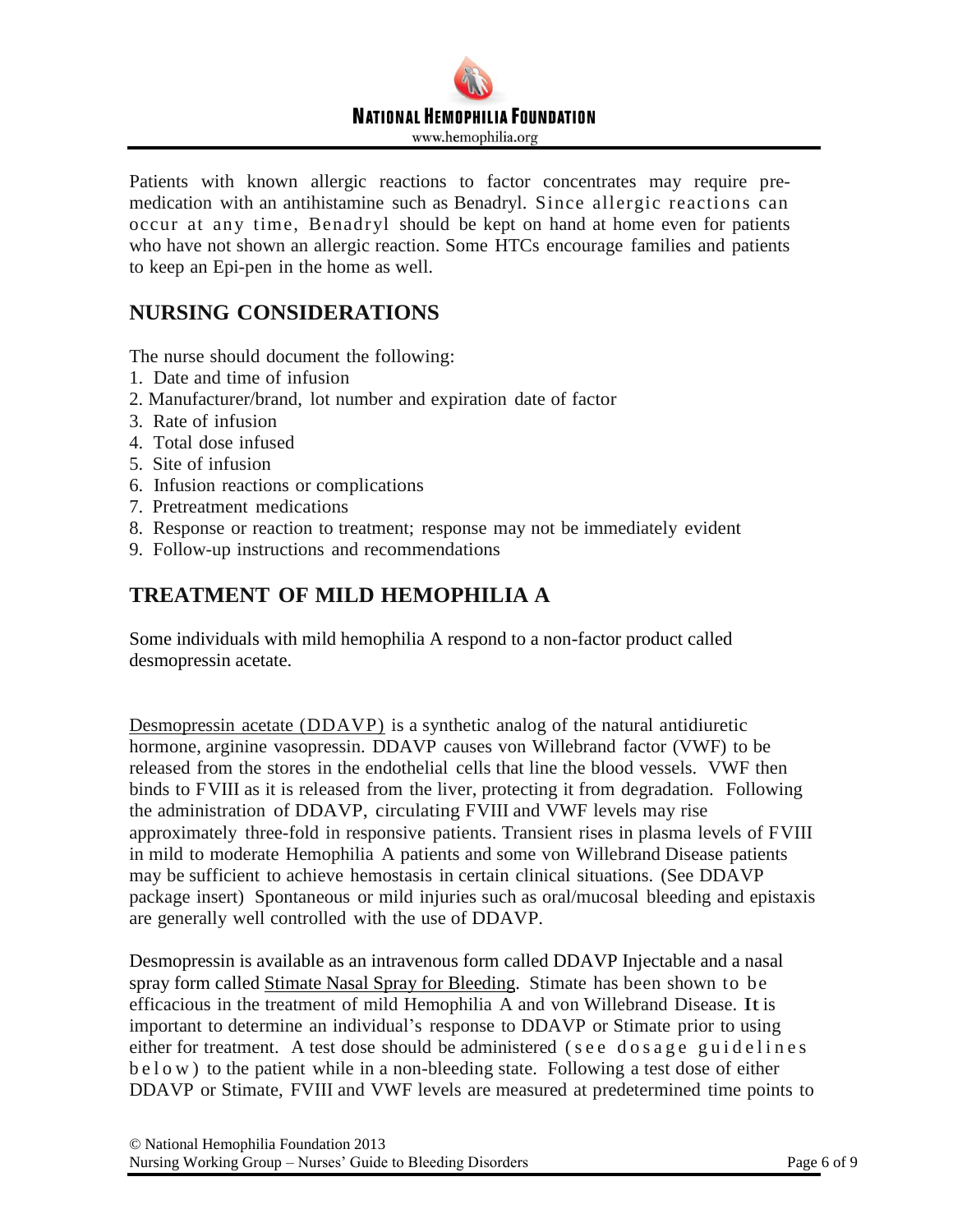Patients with known allergic reactions to factor concentrates may require pre-medication with an antihistamine such as Benadryl. Since allergic reactions can occur at any time, Benadryl should be kept on hand at home even for patients who have not shown an allergic reaction. Some HTCs encourage families and patients to keep an Epi-pen in the home as well.

## NURSING CONSIDERATIONS

The nurse should document the following:

1. Date and time of infusion
2. Manufacturer/brand, lot number and expiration date of factor
3. Rate of infusion
4. Total dose infused
5. Site of infusion
6. Infusion reactions or complications
7. Pretreatment medications
8. Response or reaction to treatment; response may not be immediately evident
9. Follow-up instructions and recommendations

## TREATMENT OF MILD HEMOPHILIA A

Some individuals with mild hemophilia A respond to a non-factor product called desmopressin acetate.

Desmopressin acetate (DDAVP) is a synthetic analog of the natural antidiuretic hormone, arginine vasopressin. DDAVP causes von Willebrand factor (VWF) to be released from the stores in the endothelial cells that line the blood vessels. VWF then binds to FVIII as it is released from the liver, protecting it from degradation. Following the administration of DDAVP, circulating FVIII and VWF levels may rise approximately three-fold in responsive patients. Transient rises in plasma levels of FVIII in mild to moderate Hemophilia A patients and some von Willebrand Disease patients may be sufficient to achieve hemostasis in certain clinical situations. (See DDAVP package insert) Spontaneous or mild injuries such as oral/mucosal bleeding and epistaxis are generally well controlled with the use of DDAVP.

Desmopressin is available as an intravenous form called DDAVP Injectable and a nasal spray form called Stimate Nasal Spray for Bleeding. Stimate has been shown to be efficacious in the treatment of mild Hemophilia A and von Willebrand Disease. It is important to determine an individual's response to DDAVP or Stimate prior to using either for treatment. A test dose should be administered (see dosage guidelines below) to the patient while in a non-bleeding state. Following a test dose of either DDAVP or Stimate, FVIII and VWF levels are measured at predetermined time points to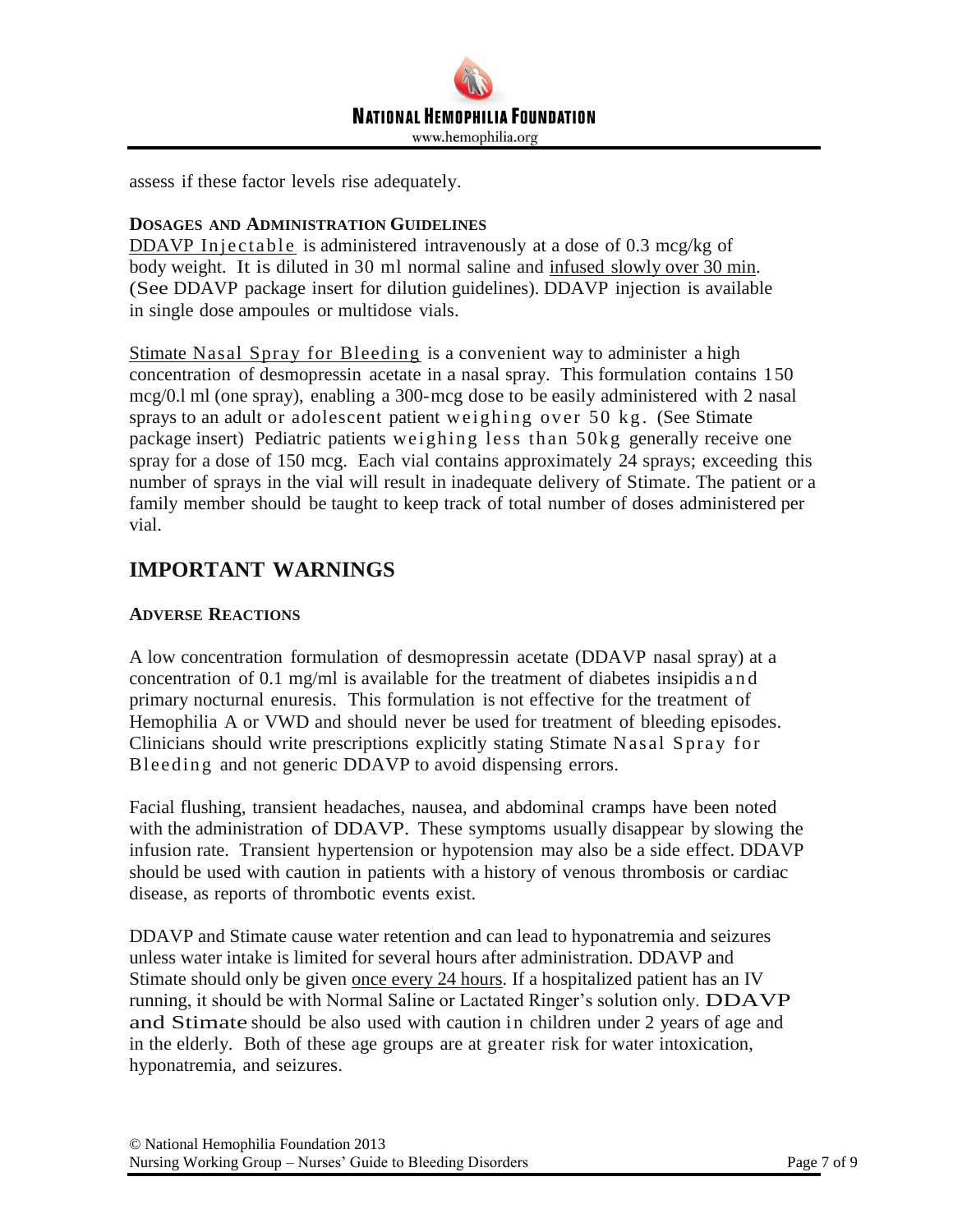assess if these factor levels rise adequately.

### Dosages and Administration Guidelines

DDAVP Injectable is administered intravenously at a dose of 0.3 mcg/kg of body weight. It is diluted in 30 ml normal saline and infused slowly over 30 min. (See DDAVP package insert for dilution guidelines). DDAVP injection is available in single dose ampoules or multidose vials.

Stimate Nasal Spray for Bleeding is a convenient way to administer a high concentration of desmopressin acetate in a nasal spray. This formulation contains 150 mcg/0.l ml (one spray), enabling a 300-mcg dose to be easily administered with 2 nasal sprays to an adult or adolescent patient weighing over 50 kg. (See Stimate package insert) Pediatric patients weighing less than 50kg generally receive one spray for a dose of 150 mcg. Each vial contains approximately 24 sprays; exceeding this number of sprays in the vial will result in inadequate delivery of Stimate. The patient or a family member should be taught to keep track of total number of doses administered per vial.

## IMPORTANT WARNINGS

### Adverse Reactions

A low concentration formulation of desmopressin acetate (DDAVP nasal spray) at a concentration of 0.1 mg/ml is available for the treatment of diabetes insipidis and primary nocturnal enuresis. This formulation is not effective for the treatment of Hemophilia A or VWD and should never be used for treatment of bleeding episodes. Clinicians should write prescriptions explicitly stating Stimate Nasal Spray for Bleeding and not generic DDAVP to avoid dispensing errors.

Facial flushing, transient headaches, nausea, and abdominal cramps have been noted with the administration of DDAVP. These symptoms usually disappear by slowing the infusion rate. Transient hypertension or hypotension may also be a side effect. DDAVP should be used with caution in patients with a history of venous thrombosis or cardiac disease, as reports of thrombotic events exist.

DDAVP and Stimate cause water retention and can lead to hyponatremia and seizures unless water intake is limited for several hours after administration. DDAVP and Stimate should only be given once every 24 hours. If a hospitalized patient has an IV running, it should be with Normal Saline or Lactated Ringer's solution only. DDAVP and Stimate should be also used with caution in children under 2 years of age and in the elderly. Both of these age groups are at greater risk for water intoxication, hyponatremia, and seizures.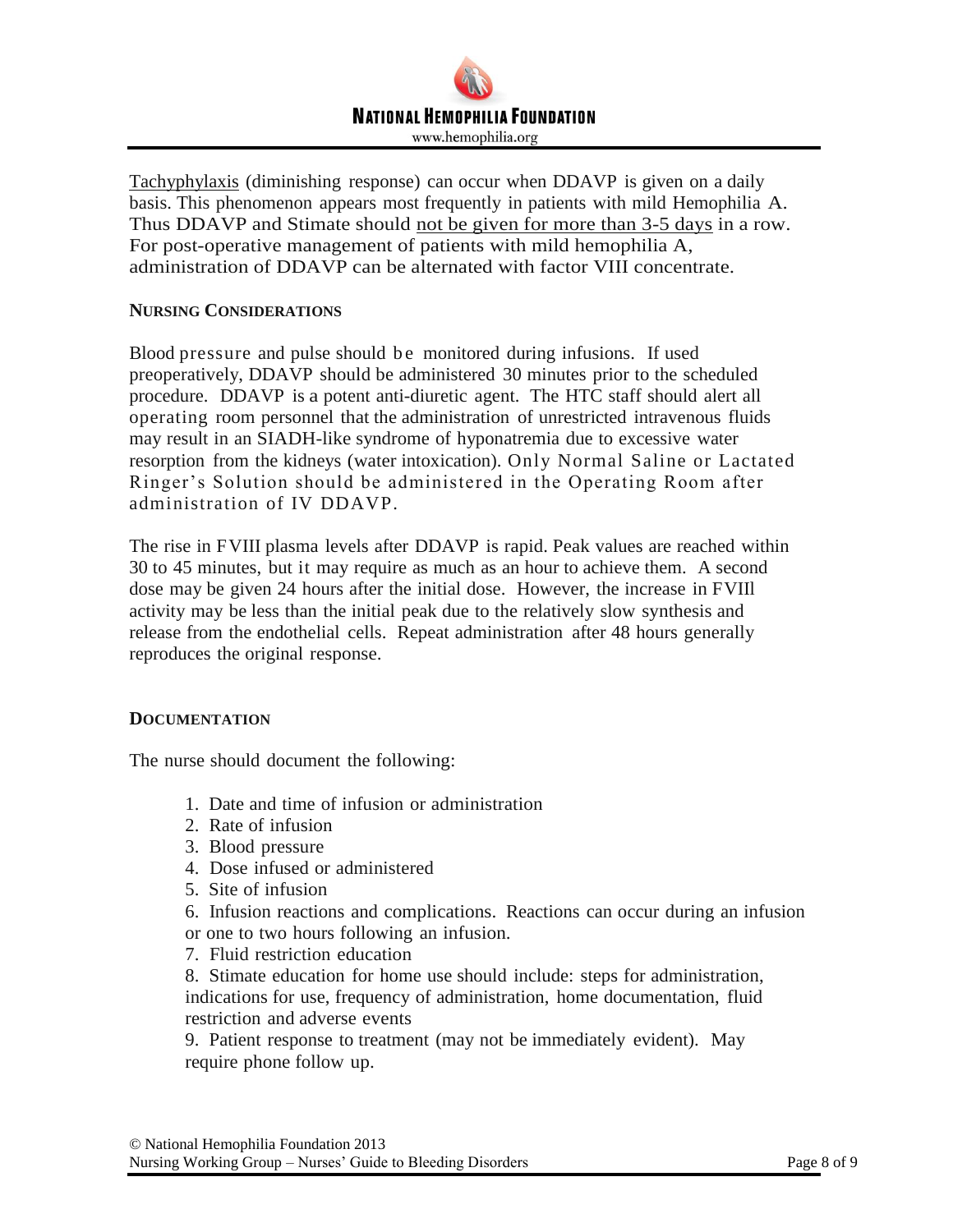Tachyphylaxis (diminishing response) can occur when DDAVP is given on a daily basis. This phenomenon appears most frequently in patients with mild Hemophilia A. Thus DDAVP and Stimate should not be given for more than 3-5 days in a row. For post-operative management of patients with mild hemophilia A, administration of DDAVP can be alternated with factor VIII concentrate.

## NURSING CONSIDERATIONS

Blood pressure and pulse should be monitored during infusions. If used preoperatively, DDAVP should be administered 30 minutes prior to the scheduled procedure. DDAVP is a potent anti-diuretic agent. The HTC staff should alert all operating room personnel that the administration of unrestricted intravenous fluids may result in an SIADH-like syndrome of hyponatremia due to excessive water resorption from the kidneys (water intoxication). Only Normal Saline or Lactated Ringer's Solution should be administered in the Operating Room after administration of IV DDAVP.

The rise in FVIII plasma levels after DDAVP is rapid. Peak values are reached within 30 to 45 minutes, but it may require as much as an hour to achieve them. A second dose may be given 24 hours after the initial dose. However, the increase in FVIII activity may be less than the initial peak due to the relatively slow synthesis and release from the endothelial cells. Repeat administration after 48 hours generally reproduces the original response.

## DOCUMENTATION

The nurse should document the following:

1. Date and time of infusion or administration
2. Rate of infusion
3. Blood pressure
4. Dose infused or administered
5. Site of infusion
6. Infusion reactions and complications. Reactions can occur during an infusion or one to two hours following an infusion.
7. Fluid restriction education
8. Stimate education for home use should include: steps for administration, indications for use, frequency of administration, home documentation, fluid restriction and adverse events
9. Patient response to treatment (may not be immediately evident). May require phone follow up.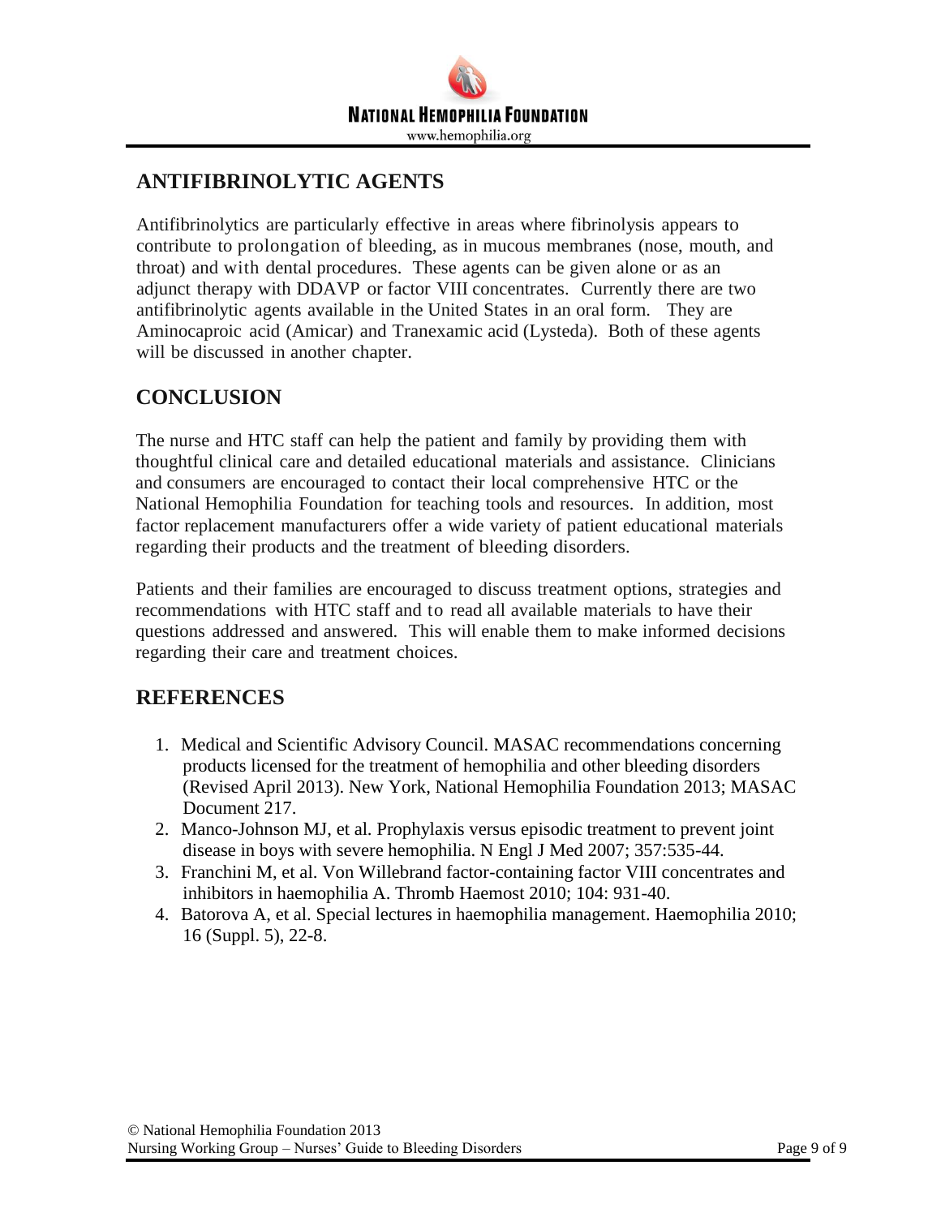## ANTIFIBRINOLYTIC AGENTS

Antifibrinolytics are particularly effective in areas where fibrinolysis appears to contribute to prolongation of bleeding, as in mucous membranes (nose, mouth, and throat) and with dental procedures. These agents can be given alone or as an adjunct therapy with DDAVP or factor VIII concentrates. Currently there are two antifibrinolytic agents available in the United States in an oral form. They are Aminocaproic acid (Amicar) and Tranexamic acid (Lysteda). Both of these agents will be discussed in another chapter.

## CONCLUSION

The nurse and HTC staff can help the patient and family by providing them with thoughtful clinical care and detailed educational materials and assistance. Clinicians and consumers are encouraged to contact their local comprehensive HTC or the National Hemophilia Foundation for teaching tools and resources. In addition, most factor replacement manufacturers offer a wide variety of patient educational materials regarding their products and the treatment of bleeding disorders.

Patients and their families are encouraged to discuss treatment options, strategies and recommendations with HTC staff and to read all available materials to have their questions addressed and answered. This will enable them to make informed decisions regarding their care and treatment choices.

## REFERENCES

1. Medical and Scientific Advisory Council. MASAC recommendations concerning products licensed for the treatment of hemophilia and other bleeding disorders (Revised April 2013). New York, National Hemophilia Foundation 2013; MASAC Document 217.
2. Manco-Johnson MJ, et al. Prophylaxis versus episodic treatment to prevent joint disease in boys with severe hemophilia. N Engl J Med 2007; 357:535-44.
3. Franchini M, et al. Von Willebrand factor-containing factor VIII concentrates and inhibitors in haemophilia A. Thromb Haemost 2010; 104: 931-40.
4. Batorova A, et al. Special lectures in haemophilia management. Haemophilia 2010; 16 (Suppl. 5), 22-8.